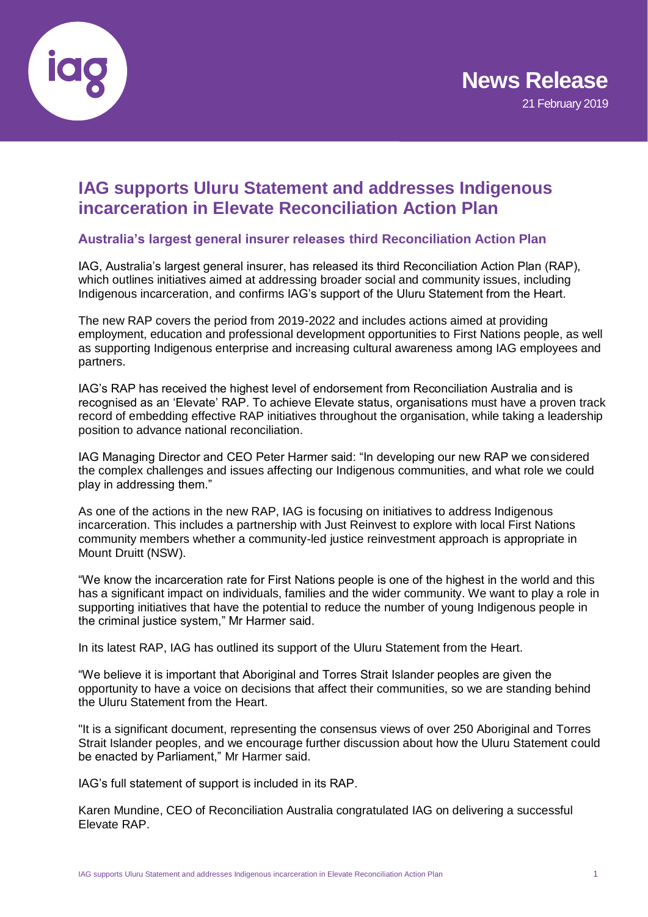**News Release**

21 February 2019

# IAG supports Uluru Statement and addresses Indigenous incarceration in Elevate Reconciliation Action Plan

## Australia's largest general insurer releases third Reconciliation Action Plan

IAG, Australia's largest general insurer, has released its third Reconciliation Action Plan (RAP), which outlines initiatives aimed at addressing broader social and community issues, including Indigenous incarceration, and confirms IAG's support of the Uluru Statement from the Heart.

The new RAP covers the period from 2019-2022 and includes actions aimed at providing employment, education and professional development opportunities to First Nations people, as well as supporting Indigenous enterprise and increasing cultural awareness among IAG employees and partners.

IAG's RAP has received the highest level of endorsement from Reconciliation Australia and is recognised as an 'Elevate' RAP. To achieve Elevate status, organisations must have a proven track record of embedding effective RAP initiatives throughout the organisation, while taking a leadership position to advance national reconciliation.

IAG Managing Director and CEO Peter Harmer said: "In developing our new RAP we considered the complex challenges and issues affecting our Indigenous communities, and what role we could play in addressing them."

As one of the actions in the new RAP, IAG is focusing on initiatives to address Indigenous incarceration. This includes a partnership with Just Reinvest to explore with local First Nations community members whether a community-led justice reinvestment approach is appropriate in Mount Druitt (NSW).

"We know the incarceration rate for First Nations people is one of the highest in the world and this has a significant impact on individuals, families and the wider community. We want to play a role in supporting initiatives that have the potential to reduce the number of young Indigenous people in the criminal justice system," Mr Harmer said.

In its latest RAP, IAG has outlined its support of the Uluru Statement from the Heart.

"We believe it is important that Aboriginal and Torres Strait Islander peoples are given the opportunity to have a voice on decisions that affect their communities, so we are standing behind the Uluru Statement from the Heart.

"It is a significant document, representing the consensus views of over 250 Aboriginal and Torres Strait Islander peoples, and we encourage further discussion about how the Uluru Statement could be enacted by Parliament," Mr Harmer said.

IAG's full statement of support is included in its RAP.

Karen Mundine, CEO of Reconciliation Australia congratulated IAG on delivering a successful Elevate RAP.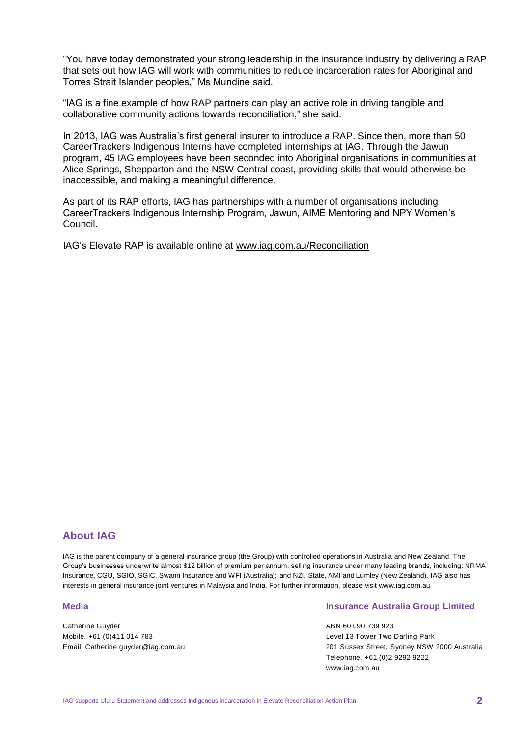"You have today demonstrated your strong leadership in the insurance industry by delivering a RAP that sets out how IAG will work with communities to reduce incarceration rates for Aboriginal and Torres Strait Islander peoples," Ms Mundine said.

"IAG is a fine example of how RAP partners can play an active role in driving tangible and collaborative community actions towards reconciliation," she said.

In 2013, IAG was Australia's first general insurer to introduce a RAP. Since then, more than 50 CareerTrackers Indigenous Interns have completed internships at IAG. Through the Jawun program, 45 IAG employees have been seconded into Aboriginal organisations in communities at Alice Springs, Shepparton and the NSW Central coast, providing skills that would otherwise be inaccessible, and making a meaningful difference.

As part of its RAP efforts, IAG has partnerships with a number of organisations including CareerTrackers Indigenous Internship Program, Jawun, AIME Mentoring and NPY Women's Council.

IAG's Elevate RAP is available online at www.iag.com.au/Reconciliation

## About IAG

IAG is the parent company of a general insurance group (the Group) with controlled operations in Australia and New Zealand. The Group's businesses underwrite almost $12 billion of premium per annum, selling insurance under many leading brands, including: NRMA Insurance, CGU, SGIO, SGIC, Swann Insurance and WFI (Australia); and NZI, State, AMI and Lumley (New Zealand). IAG also has interests in general insurance joint ventures in Malaysia and India. For further information, please visit www.iag.com.au.

### Media

Catherine Guyder
Mobile. +61 (0)411 014 783
Email. Catherine.guyder@iag.com.au

### Insurance Australia Group Limited

ABN 60 090 739 923
Level 13 Tower Two Darling Park
201 Sussex Street, Sydney NSW 2000 Australia
Telephone. +61 (0)2 9292 9222
www.iag.com.au